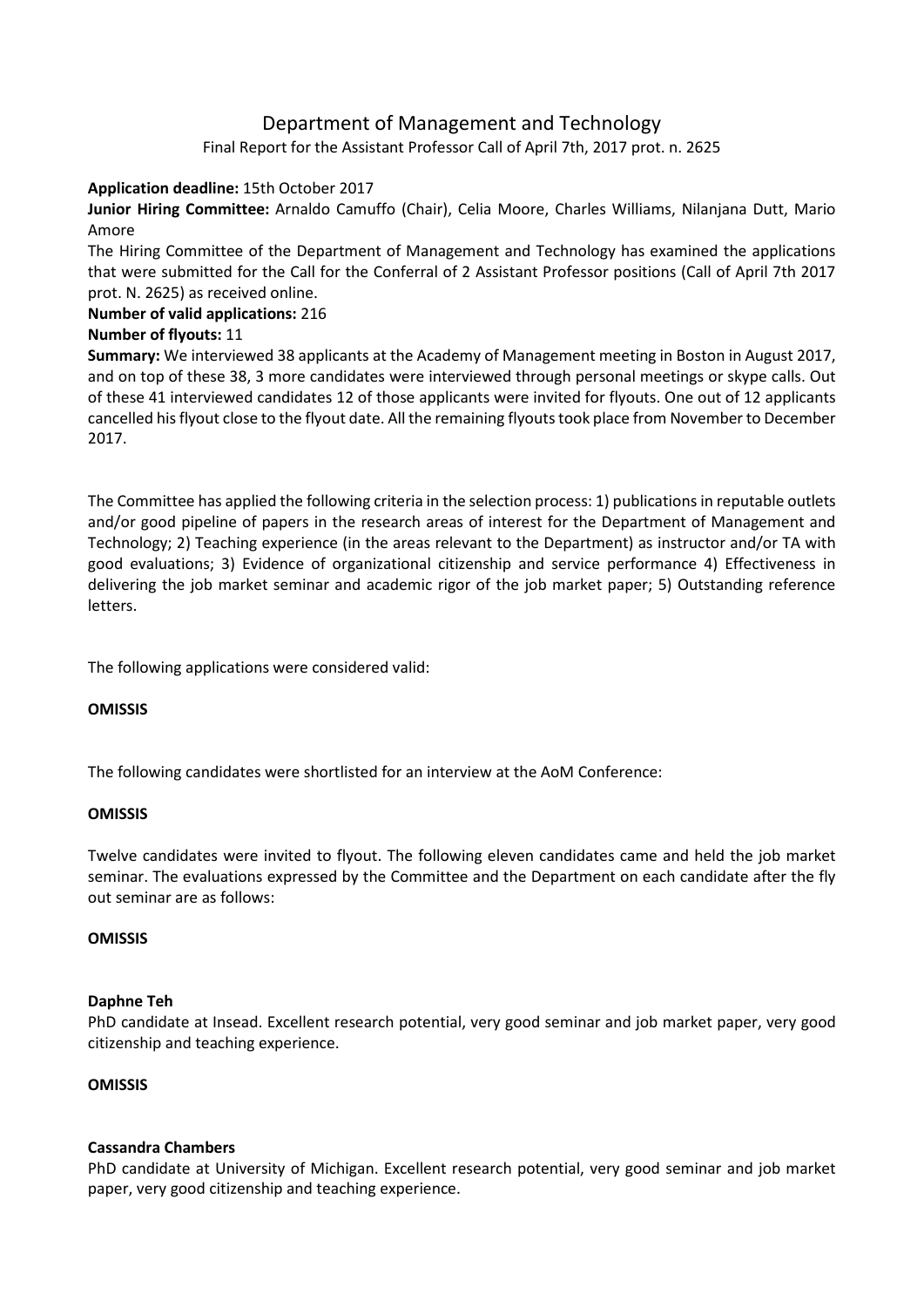# Department of Management and Technology

Final Report for the Assistant Professor Call of April 7th, 2017 prot. n. 2625

**Application deadline:** 15th October 2017

**Junior Hiring Committee:** Arnaldo Camuffo (Chair), Celia Moore, Charles Williams, Nilanjana Dutt, Mario Amore

The Hiring Committee of the Department of Management and Technology has examined the applications that were submitted for the Call for the Conferral of 2 Assistant Professor positions (Call of April 7th 2017 prot. N. 2625) as received online.

**Number of valid applications:** 216

**Number of flyouts:** 11

**Summary:** We interviewed 38 applicants at the Academy of Management meeting in Boston in August 2017, and on top of these 38, 3 more candidates were interviewed through personal meetings or skype calls. Out of these 41 interviewed candidates 12 of those applicants were invited for flyouts. One out of 12 applicants cancelled his flyout close to the flyout date. All the remaining flyouts took place from November to December 2017.

The Committee has applied the following criteria in the selection process: 1) publications in reputable outlets and/or good pipeline of papers in the research areas of interest for the Department of Management and Technology; 2) Teaching experience (in the areas relevant to the Department) as instructor and/or TA with good evaluations; 3) Evidence of organizational citizenship and service performance 4) Effectiveness in delivering the job market seminar and academic rigor of the job market paper; 5) Outstanding reference letters.

The following applications were considered valid:

**OMISSIS**

The following candidates were shortlisted for an interview at the AoM Conference:

**OMISSIS**

Twelve candidates were invited to flyout. The following eleven candidates came and held the job market seminar. The evaluations expressed by the Committee and the Department on each candidate after the fly out seminar are as follows:

**OMISSIS**

**Daphne Teh**

PhD candidate at Insead. Excellent research potential, very good seminar and job market paper, very good citizenship and teaching experience.

**OMISSIS**

**Cassandra Chambers**

PhD candidate at University of Michigan. Excellent research potential, very good seminar and job market paper, very good citizenship and teaching experience.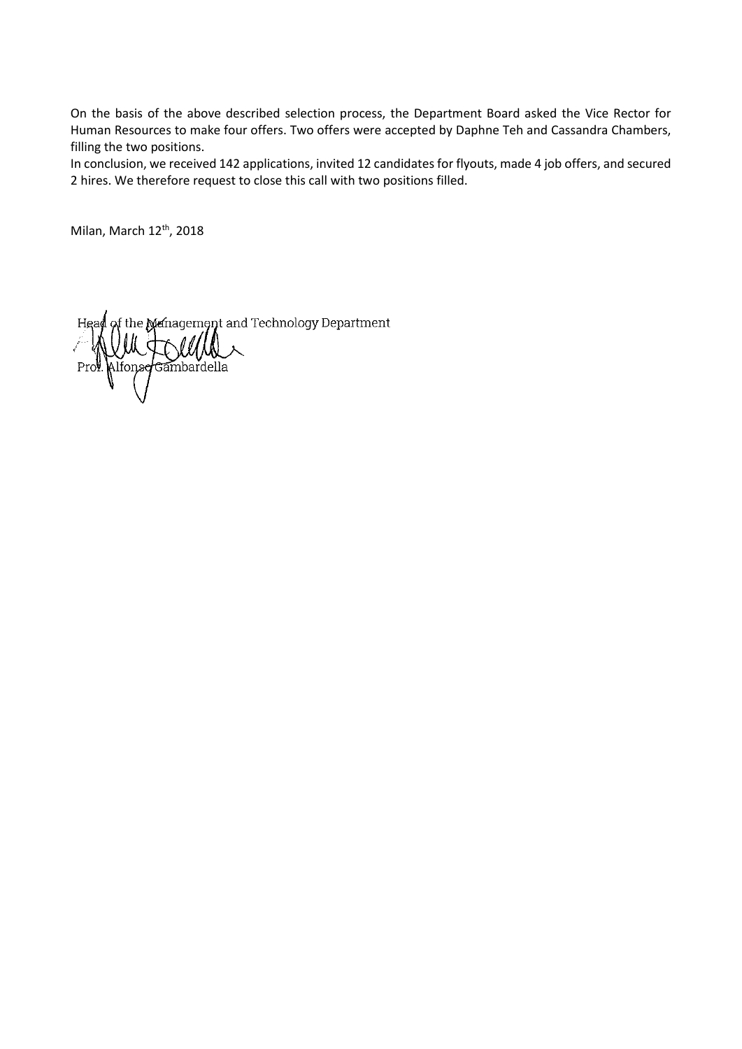On the basis of the above described selection process, the Department Board asked the Vice Rector for Human Resources to make four offers. Two offers were accepted by Daphne Teh and Cassandra Chambers, filling the two positions.

In conclusion, we received 142 applications, invited 12 candidates for flyouts, made 4 job offers, and secured 2 hires. We therefore request to close this call with two positions filled.

Milan, March 12th, 2018

Head of the Management and Technology Department

Prof. Alfonso Gambardella